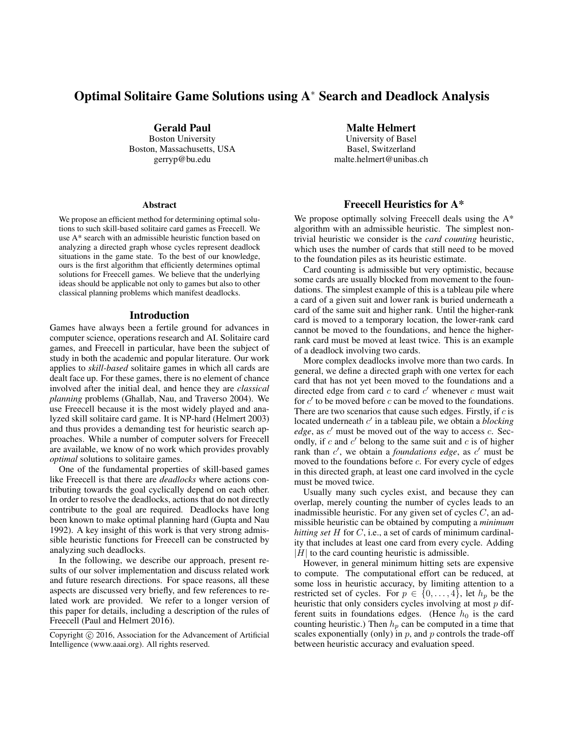# Optimal Solitaire Game Solutions using A* Search and Deadlock Analysis

**Gerald Paul**
Boston University
Boston, Massachusetts, USA
gerryp@bu.edu

**Malte Helmert**
University of Basel
Basel, Switzerland
malte.helmert@unibas.ch

### Abstract

We propose an efficient method for determining optimal solutions to such skill-based solitaire card games as Freecell. We use A* search with an admissible heuristic function based on analyzing a directed graph whose cycles represent deadlock situations in the game state. To the best of our knowledge, ours is the first algorithm that efficiently determines optimal solutions for Freecell games. We believe that the underlying ideas should be applicable not only to games but also to other classical planning problems which manifest deadlocks.

## Introduction

Games have always been a fertile ground for advances in computer science, operations research and AI. Solitaire card games, and Freecell in particular, have been the subject of study in both the academic and popular literature. Our work applies to *skill-based* solitaire games in which all cards are dealt face up. For these games, there is no element of chance involved after the initial deal, and hence they are *classical planning* problems (Ghallab, Nau, and Traverso 2004). We use Freecell because it is the most widely played and analyzed skill solitaire card game. It is NP-hard (Helmert 2003) and thus provides a demanding test for heuristic search approaches. While a number of computer solvers for Freecell are available, we know of no work which provides provably *optimal* solutions to solitaire games.

One of the fundamental properties of skill-based games like Freecell is that there are *deadlocks* where actions contributing towards the goal cyclically depend on each other. In order to resolve the deadlocks, actions that do not directly contribute to the goal are required. Deadlocks have long been known to make optimal planning hard (Gupta and Nau 1992). A key insight of this work is that very strong admissible heuristic functions for Freecell can be constructed by analyzing such deadlocks.

In the following, we describe our approach, present results of our solver implementation and discuss related work and future research directions. For space reasons, all these aspects are discussed very briefly, and few references to related work are provided. We refer to a longer version of this paper for details, including a description of the rules of Freecell (Paul and Helmert 2016).

Copyright © 2016, Association for the Advancement of Artificial Intelligence (www.aaai.org). All rights reserved.

## Freecell Heuristics for A*

We propose optimally solving Freecell deals using the A* algorithm with an admissible heuristic. The simplest non-trivial heuristic we consider is the *card counting* heuristic, which uses the number of cards that still need to be moved to the foundation piles as its heuristic estimate.

Card counting is admissible but very optimistic, because some cards are usually blocked from movement to the foundations. The simplest example of this is a tableau pile where a card of a given suit and lower rank is buried underneath a card of the same suit and higher rank. Until the higher-rank card is moved to a temporary location, the lower-rank card cannot be moved to the foundations, and hence the higher-rank card must be moved at least twice. This is an example of a deadlock involving two cards.

More complex deadlocks involve more than two cards. In general, we define a directed graph with one vertex for each card that has not yet been moved to the foundations and a directed edge from card $c$ to card $c'$ whenever $c$ must wait for $c'$ to be moved before $c$ can be moved to the foundations. There are two scenarios that cause such edges. Firstly, if $c$ is located underneath $c'$ in a tableau pile, we obtain a *blocking edge*, as $c'$ must be moved out of the way to access $c$. Secondly, if $c$ and $c'$ belong to the same suit and $c$ is of higher rank than $c'$, we obtain a *foundations edge*, as $c'$ must be moved to the foundations before $c$. For every cycle of edges in this directed graph, at least one card involved in the cycle must be moved twice.

Usually many such cycles exist, and because they can overlap, merely counting the number of cycles leads to an inadmissible heuristic. For any given set of cycles $C$, an admissible heuristic can be obtained by computing a *minimum hitting set* $H$ for $C$, i.e., a set of cards of minimum cardinality that includes at least one card from every cycle. Adding $|H|$ to the card counting heuristic is admissible.

However, in general minimum hitting sets are expensive to compute. The computational effort can be reduced, at some loss in heuristic accuracy, by limiting attention to a restricted set of cycles. For $p \in \{0, \dots, 4\}$, let $h_p$ be the heuristic that only considers cycles involving at most $p$ different suits in foundations edges. (Hence $h_0$ is the card counting heuristic.) Then $h_p$ can be computed in a time that scales exponentially (only) in $p$, and $p$ controls the trade-off between heuristic accuracy and evaluation speed.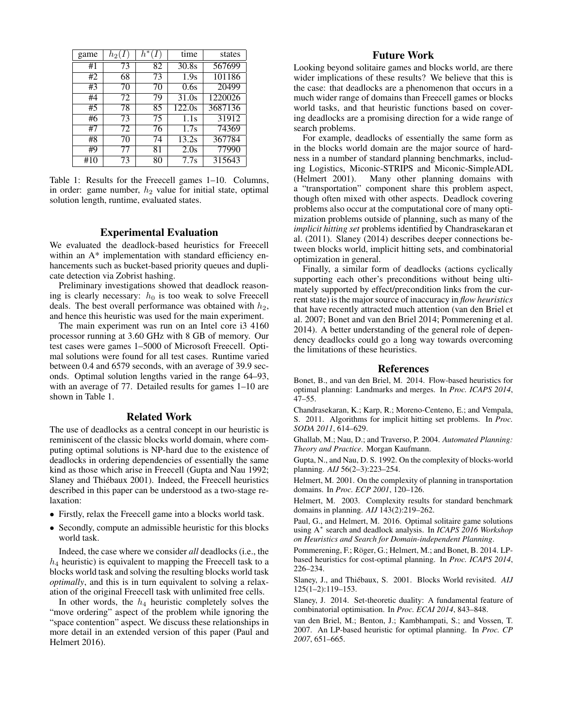| game | $h_2(I)$ | $h^*(I)$ | time | states |
|---|---|---|---|---|
| #1 | 73 | 82 | 30.8s | 567699 |
| #2 | 68 | 73 | 1.9s | 101186 |
| #3 | 70 | 70 | 0.6s | 20499 |
| #4 | 72 | 79 | 31.0s | 1220026 |
| #5 | 78 | 85 | 122.0s | 3687136 |
| #6 | 73 | 75 | 1.1s | 31912 |
| #7 | 72 | 76 | 1.7s | 74369 |
| #8 | 70 | 74 | 13.2s | 367784 |
| #9 | 77 | 81 | 2.0s | 77990 |
| #10 | 73 | 80 | 7.7s | 315643 |

Table 1: Results for the Freecell games 1–10. Columns, in order: game number, $h_2$ value for initial state, optimal solution length, runtime, evaluated states.

## Experimental Evaluation

We evaluated the deadlock-based heuristics for Freecell within an A* implementation with standard efficiency enhancements such as bucket-based priority queues and duplicate detection via Zobrist hashing.

Preliminary investigations showed that deadlock reasoning is clearly necessary: $h_0$ is too weak to solve Freecell deals. The best overall performance was obtained with $h_2$, and hence this heuristic was used for the main experiment.

The main experiment was run on an Intel core i3 4160 processor running at 3.60 GHz with 8 GB of memory. Our test cases were games 1–5000 of Microsoft Freecell. Optimal solutions were found for all test cases. Runtime varied between 0.4 and 6579 seconds, with an average of 39.9 seconds. Optimal solution lengths varied in the range 64–93, with an average of 77. Detailed results for games 1–10 are shown in Table 1.

## Related Work

The use of deadlocks as a central concept in our heuristic is reminiscent of the classic blocks world domain, where computing optimal solutions is NP-hard due to the existence of deadlocks in ordering dependencies of essentially the same kind as those which arise in Freecell (Gupta and Nau 1992; Slaney and Thiébaux 2001). Indeed, the Freecell heuristics described in this paper can be understood as a two-stage relaxation:

- Firstly, relax the Freecell game into a blocks world task.
- Secondly, compute an admissible heuristic for this blocks world task.

Indeed, the case where we consider *all* deadlocks (i.e., the $h_4$ heuristic) is equivalent to mapping the Freecell task to a blocks world task and solving the resulting blocks world task *optimally*, and this is in turn equivalent to solving a relaxation of the original Freecell task with unlimited free cells.

In other words, the $h_4$ heuristic completely solves the "move ordering" aspect of the problem while ignoring the "space contention" aspect. We discuss these relationships in more detail in an extended version of this paper (Paul and Helmert 2016).

## Future Work

Looking beyond solitaire games and blocks world, are there wider implications of these results? We believe that this is the case: that deadlocks are a phenomenon that occurs in a much wider range of domains than Freecell games or blocks world tasks, and that heuristic functions based on covering deadlocks are a promising direction for a wide range of search problems.

For example, deadlocks of essentially the same form as in the blocks world domain are the major source of hardness in a number of standard planning benchmarks, including Logistics, Miconic-STRIPS and Miconic-SimpleADL (Helmert 2001). Many other planning domains with a "transportation" component share this problem aspect, though often mixed with other aspects. Deadlock covering problems also occur at the computational core of many optimization problems outside of planning, such as many of the *implicit hitting set* problems identified by Chandrasekaran et al. (2011). Slaney (2014) describes deeper connections between blocks world, implicit hitting sets, and combinatorial optimization in general.

Finally, a similar form of deadlocks (actions cyclically supporting each other's preconditions without being ultimately supported by effect/precondition links from the current state) is the major source of inaccuracy in *flow heuristics* that have recently attracted much attention (van den Briel et al. 2007; Bonet and van den Briel 2014; Pommerening et al. 2014). A better understanding of the general role of dependency deadlocks could go a long way towards overcoming the limitations of these heuristics.

## References

Bonet, B., and van den Briel, M. 2014. Flow-based heuristics for optimal planning: Landmarks and merges. In *Proc. ICAPS 2014*, 47–55.

Chandrasekaran, K.; Karp, R.; Moreno-Centeno, E.; and Vempala, S. 2011. Algorithms for implicit hitting set problems. In *Proc. SODA 2011*, 614–629.

Ghallab, M.; Nau, D.; and Traverso, P. 2004. *Automated Planning: Theory and Practice*. Morgan Kaufmann.

Gupta, N., and Nau, D. S. 1992. On the complexity of blocks-world planning. *AIJ* 56(2–3):223–254.

Helmert, M. 2001. On the complexity of planning in transportation domains. In *Proc. ECP 2001*, 120–126.

Helmert, M. 2003. Complexity results for standard benchmark domains in planning. *AIJ* 143(2):219–262.

Paul, G., and Helmert, M. 2016. Optimal solitaire game solutions using A* search and deadlock analysis. In *ICAPS 2016 Workshop on Heuristics and Search for Domain-independent Planning*.

Pommerening, F.; Röger, G.; Helmert, M.; and Bonet, B. 2014. LP-based heuristics for cost-optimal planning. In *Proc. ICAPS 2014*, 226–234.

Slaney, J., and Thiébaux, S. 2001. Blocks World revisited. *AIJ* 125(1–2):119–153.

Slaney, J. 2014. Set-theoretic duality: A fundamental feature of combinatorial optimisation. In *Proc. ECAI 2014*, 843–848.

van den Briel, M.; Benton, J.; Kambhampati, S.; and Vossen, T. 2007. An LP-based heuristic for optimal planning. In *Proc. CP 2007*, 651–665.